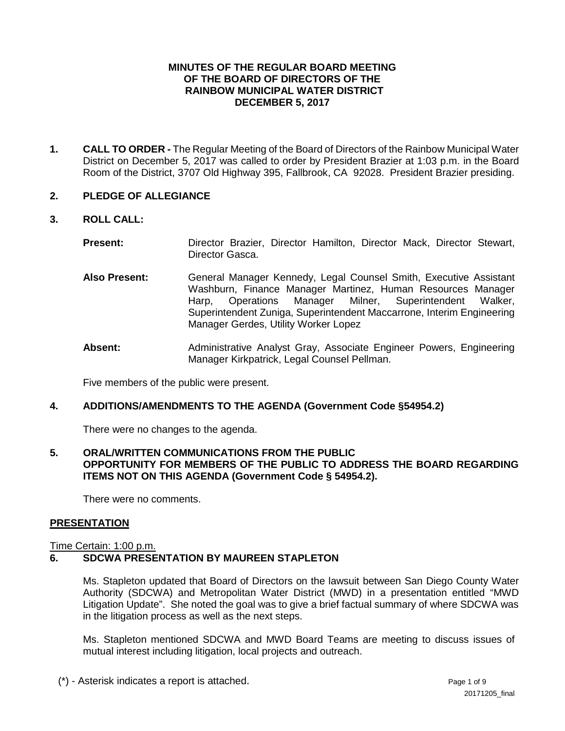# MINUTES OF THE REGULAR BOARD MEETING OF THE BOARD OF DIRECTORS OF THE RAINBOW MUNICIPAL WATER DISTRICT DECEMBER 5, 2017

**1. CALL TO ORDER -** The Regular Meeting of the Board of Directors of the Rainbow Municipal Water District on December 5, 2017 was called to order by President Brazier at 1:03 p.m. in the Board Room of the District, 3707 Old Highway 395, Fallbrook, CA 92028. President Brazier presiding.

**2. PLEDGE OF ALLEGIANCE**

**3. ROLL CALL:**

**Present:** Director Brazier, Director Hamilton, Director Mack, Director Stewart, Director Gasca.

**Also Present:** General Manager Kennedy, Legal Counsel Smith, Executive Assistant Washburn, Finance Manager Martinez, Human Resources Manager Harp, Operations Manager Milner, Superintendent Walker, Superintendent Zuniga, Superintendent Maccarrone, Interim Engineering Manager Gerdes, Utility Worker Lopez

**Absent:** Administrative Analyst Gray, Associate Engineer Powers, Engineering Manager Kirkpatrick, Legal Counsel Pellman.

Five members of the public were present.

**4. ADDITIONS/AMENDMENTS TO THE AGENDA (Government Code §54954.2)**

There were no changes to the agenda.

**5. ORAL/WRITTEN COMMUNICATIONS FROM THE PUBLIC OPPORTUNITY FOR MEMBERS OF THE PUBLIC TO ADDRESS THE BOARD REGARDING ITEMS NOT ON THIS AGENDA (Government Code § 54954.2).**

There were no comments.

**PRESENTATION**

Time Certain: 1:00 p.m.

**6. SDCWA PRESENTATION BY MAUREEN STAPLETON**

Ms. Stapleton updated that Board of Directors on the lawsuit between San Diego County Water Authority (SDCWA) and Metropolitan Water District (MWD) in a presentation entitled "MWD Litigation Update". She noted the goal was to give a brief factual summary of where SDCWA was in the litigation process as well as the next steps.

Ms. Stapleton mentioned SDCWA and MWD Board Teams are meeting to discuss issues of mutual interest including litigation, local projects and outreach.

(*) - Asterisk indicates a report is attached.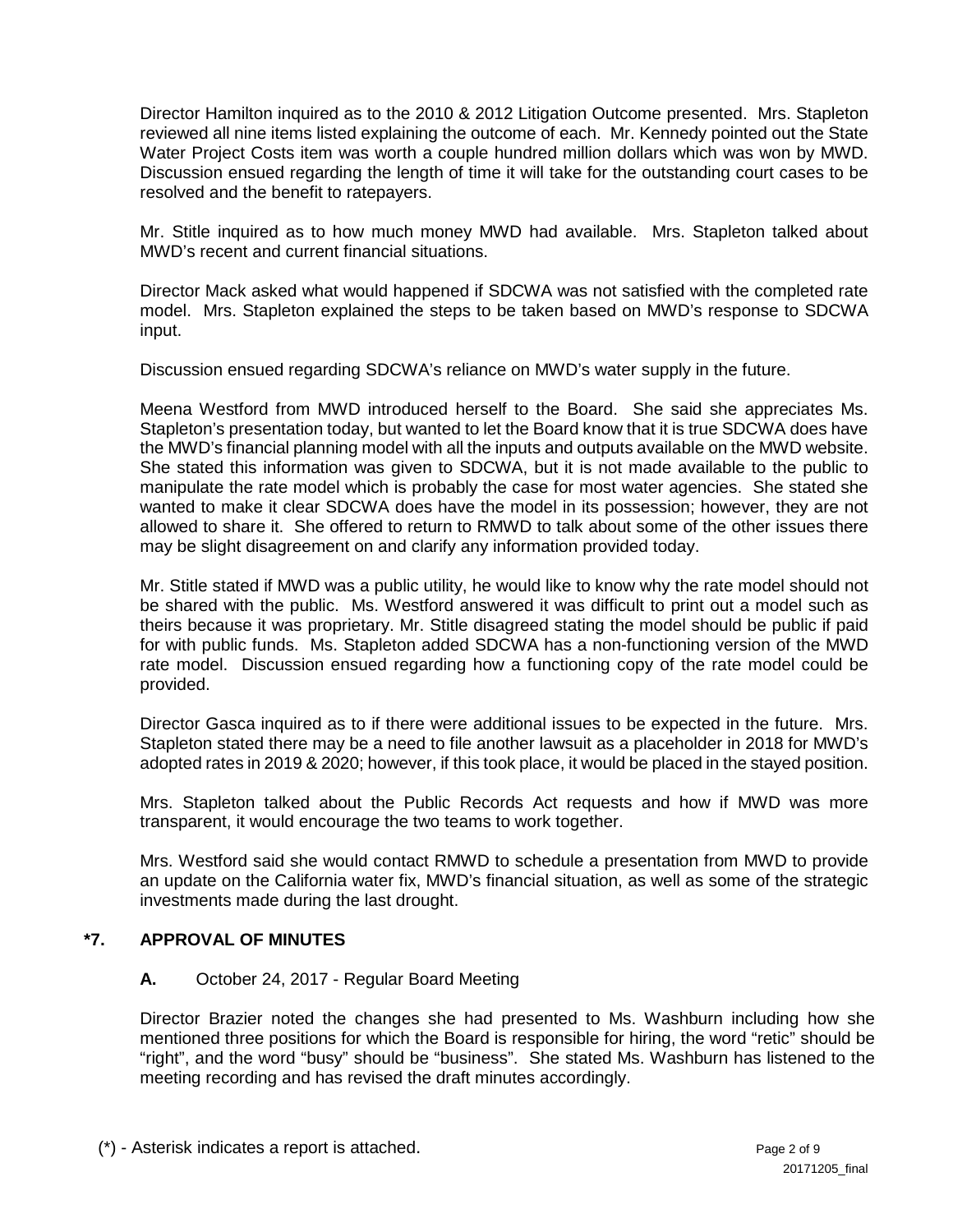Director Hamilton inquired as to the 2010 & 2012 Litigation Outcome presented. Mrs. Stapleton reviewed all nine items listed explaining the outcome of each. Mr. Kennedy pointed out the State Water Project Costs item was worth a couple hundred million dollars which was won by MWD. Discussion ensued regarding the length of time it will take for the outstanding court cases to be resolved and the benefit to ratepayers.

Mr. Stitle inquired as to how much money MWD had available. Mrs. Stapleton talked about MWD's recent and current financial situations.

Director Mack asked what would happened if SDCWA was not satisfied with the completed rate model. Mrs. Stapleton explained the steps to be taken based on MWD's response to SDCWA input.

Discussion ensued regarding SDCWA's reliance on MWD's water supply in the future.

Meena Westford from MWD introduced herself to the Board. She said she appreciates Ms. Stapleton's presentation today, but wanted to let the Board know that it is true SDCWA does have the MWD's financial planning model with all the inputs and outputs available on the MWD website. She stated this information was given to SDCWA, but it is not made available to the public to manipulate the rate model which is probably the case for most water agencies. She stated she wanted to make it clear SDCWA does have the model in its possession; however, they are not allowed to share it. She offered to return to RMWD to talk about some of the other issues there may be slight disagreement on and clarify any information provided today.

Mr. Stitle stated if MWD was a public utility, he would like to know why the rate model should not be shared with the public. Ms. Westford answered it was difficult to print out a model such as theirs because it was proprietary. Mr. Stitle disagreed stating the model should be public if paid for with public funds. Ms. Stapleton added SDCWA has a non-functioning version of the MWD rate model. Discussion ensued regarding how a functioning copy of the rate model could be provided.

Director Gasca inquired as to if there were additional issues to be expected in the future. Mrs. Stapleton stated there may be a need to file another lawsuit as a placeholder in 2018 for MWD's adopted rates in 2019 & 2020; however, if this took place, it would be placed in the stayed position.

Mrs. Stapleton talked about the Public Records Act requests and how if MWD was more transparent, it would encourage the two teams to work together.

Mrs. Westford said she would contact RMWD to schedule a presentation from MWD to provide an update on the California water fix, MWD's financial situation, as well as some of the strategic investments made during the last drought.

## *7. APPROVAL OF MINUTES

**A.** October 24, 2017 - Regular Board Meeting

Director Brazier noted the changes she had presented to Ms. Washburn including how she mentioned three positions for which the Board is responsible for hiring, the word "retic" should be "right", and the word "busy" should be "business". She stated Ms. Washburn has listened to the meeting recording and has revised the draft minutes accordingly.

(*) - Asterisk indicates a report is attached.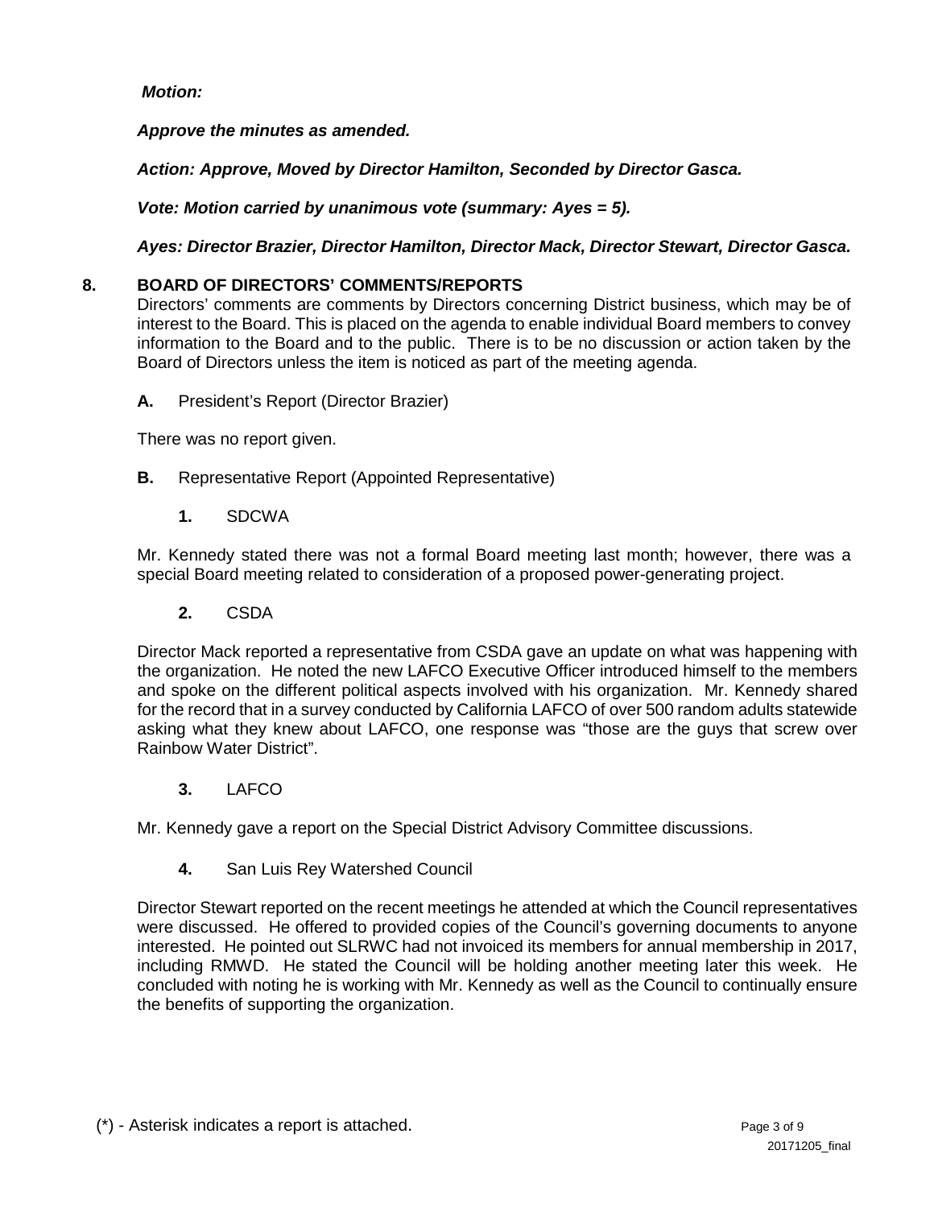***Motion:***

***Approve the minutes as amended.***

***Action: Approve, Moved by Director Hamilton, Seconded by Director Gasca.***

***Vote: Motion carried by unanimous vote (summary: Ayes = 5).***

***Ayes: Director Brazier, Director Hamilton, Director Mack, Director Stewart, Director Gasca.***

## 8. BOARD OF DIRECTORS' COMMENTS/REPORTS

Directors' comments are comments by Directors concerning District business, which may be of interest to the Board. This is placed on the agenda to enable individual Board members to convey information to the Board and to the public. There is to be no discussion or action taken by the Board of Directors unless the item is noticed as part of the meeting agenda.

**A.** President's Report (Director Brazier)

There was no report given.

**B.** Representative Report (Appointed Representative)

**1.** SDCWA

Mr. Kennedy stated there was not a formal Board meeting last month; however, there was a special Board meeting related to consideration of a proposed power-generating project.

**2.** CSDA

Director Mack reported a representative from CSDA gave an update on what was happening with the organization. He noted the new LAFCO Executive Officer introduced himself to the members and spoke on the different political aspects involved with his organization. Mr. Kennedy shared for the record that in a survey conducted by California LAFCO of over 500 random adults statewide asking what they knew about LAFCO, one response was "those are the guys that screw over Rainbow Water District".

**3.** LAFCO

Mr. Kennedy gave a report on the Special District Advisory Committee discussions.

**4.** San Luis Rey Watershed Council

Director Stewart reported on the recent meetings he attended at which the Council representatives were discussed. He offered to provided copies of the Council's governing documents to anyone interested. He pointed out SLRWC had not invoiced its members for annual membership in 2017, including RMWD. He stated the Council will be holding another meeting later this week. He concluded with noting he is working with Mr. Kennedy as well as the Council to continually ensure the benefits of supporting the organization.

(*) - Asterisk indicates a report is attached.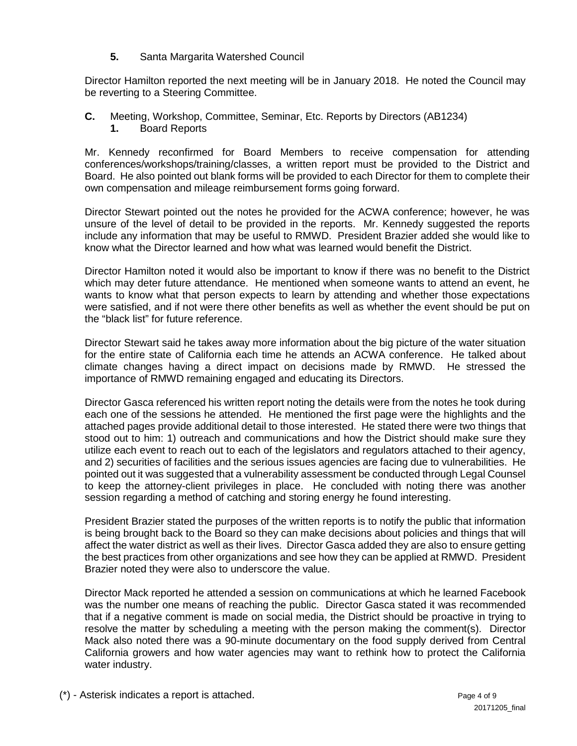**5.** Santa Margarita Watershed Council

Director Hamilton reported the next meeting will be in January 2018. He noted the Council may be reverting to a Steering Committee.

**C.** Meeting, Workshop, Committee, Seminar, Etc. Reports by Directors (AB1234)

**1.** Board Reports

Mr. Kennedy reconfirmed for Board Members to receive compensation for attending conferences/workshops/training/classes, a written report must be provided to the District and Board. He also pointed out blank forms will be provided to each Director for them to complete their own compensation and mileage reimbursement forms going forward.

Director Stewart pointed out the notes he provided for the ACWA conference; however, he was unsure of the level of detail to be provided in the reports. Mr. Kennedy suggested the reports include any information that may be useful to RMWD. President Brazier added she would like to know what the Director learned and how what was learned would benefit the District.

Director Hamilton noted it would also be important to know if there was no benefit to the District which may deter future attendance. He mentioned when someone wants to attend an event, he wants to know what that person expects to learn by attending and whether those expectations were satisfied, and if not were there other benefits as well as whether the event should be put on the "black list" for future reference.

Director Stewart said he takes away more information about the big picture of the water situation for the entire state of California each time he attends an ACWA conference. He talked about climate changes having a direct impact on decisions made by RMWD. He stressed the importance of RMWD remaining engaged and educating its Directors.

Director Gasca referenced his written report noting the details were from the notes he took during each one of the sessions he attended. He mentioned the first page were the highlights and the attached pages provide additional detail to those interested. He stated there were two things that stood out to him: 1) outreach and communications and how the District should make sure they utilize each event to reach out to each of the legislators and regulators attached to their agency, and 2) securities of facilities and the serious issues agencies are facing due to vulnerabilities. He pointed out it was suggested that a vulnerability assessment be conducted through Legal Counsel to keep the attorney-client privileges in place. He concluded with noting there was another session regarding a method of catching and storing energy he found interesting.

President Brazier stated the purposes of the written reports is to notify the public that information is being brought back to the Board so they can make decisions about policies and things that will affect the water district as well as their lives. Director Gasca added they are also to ensure getting the best practices from other organizations and see how they can be applied at RMWD. President Brazier noted they were also to underscore the value.

Director Mack reported he attended a session on communications at which he learned Facebook was the number one means of reaching the public. Director Gasca stated it was recommended that if a negative comment is made on social media, the District should be proactive in trying to resolve the matter by scheduling a meeting with the person making the comment(s). Director Mack also noted there was a 90-minute documentary on the food supply derived from Central California growers and how water agencies may want to rethink how to protect the California water industry.

(*) - Asterisk indicates a report is attached.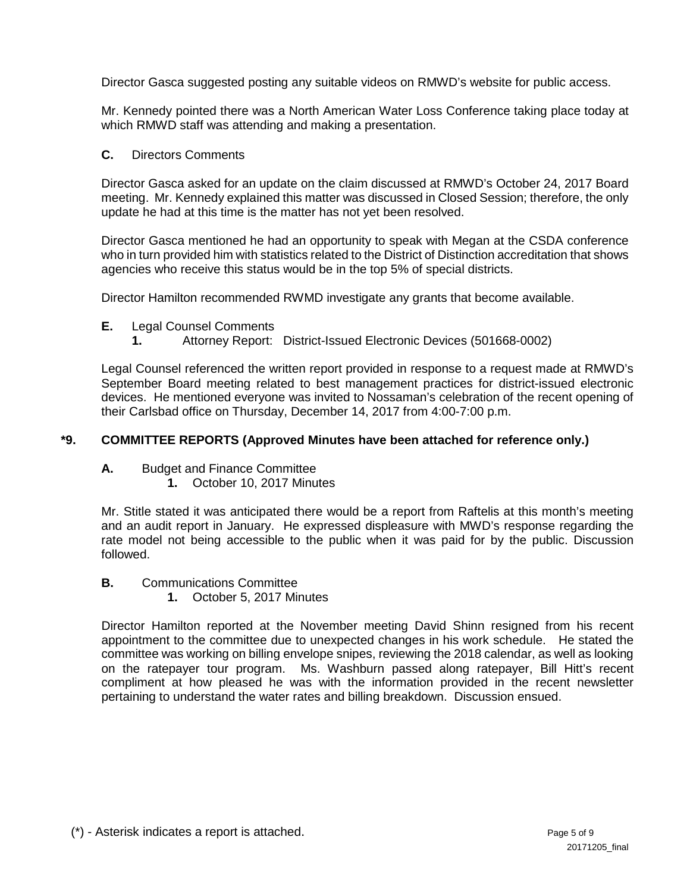Director Gasca suggested posting any suitable videos on RMWD's website for public access.

Mr. Kennedy pointed there was a North American Water Loss Conference taking place today at which RMWD staff was attending and making a presentation.

**C.** Directors Comments

Director Gasca asked for an update on the claim discussed at RMWD's October 24, 2017 Board meeting. Mr. Kennedy explained this matter was discussed in Closed Session; therefore, the only update he had at this time is the matter has not yet been resolved.

Director Gasca mentioned he had an opportunity to speak with Megan at the CSDA conference who in turn provided him with statistics related to the District of Distinction accreditation that shows agencies who receive this status would be in the top 5% of special districts.

Director Hamilton recommended RWMD investigate any grants that become available.

**E.** Legal Counsel Comments

**1.** Attorney Report: District-Issued Electronic Devices (501668-0002)

Legal Counsel referenced the written report provided in response to a request made at RMWD's September Board meeting related to best management practices for district-issued electronic devices. He mentioned everyone was invited to Nossaman's celebration of the recent opening of their Carlsbad office on Thursday, December 14, 2017 from 4:00-7:00 p.m.

## *9. COMMITTEE REPORTS (Approved Minutes have been attached for reference only.)

**A.** Budget and Finance Committee

**1.** October 10, 2017 Minutes

Mr. Stitle stated it was anticipated there would be a report from Raftelis at this month's meeting and an audit report in January. He expressed displeasure with MWD's response regarding the rate model not being accessible to the public when it was paid for by the public. Discussion followed.

**B.** Communications Committee

**1.** October 5, 2017 Minutes

Director Hamilton reported at the November meeting David Shinn resigned from his recent appointment to the committee due to unexpected changes in his work schedule. He stated the committee was working on billing envelope snipes, reviewing the 2018 calendar, as well as looking on the ratepayer tour program. Ms. Washburn passed along ratepayer, Bill Hitt's recent compliment at how pleased he was with the information provided in the recent newsletter pertaining to understand the water rates and billing breakdown. Discussion ensued.

(*) - Asterisk indicates a report is attached.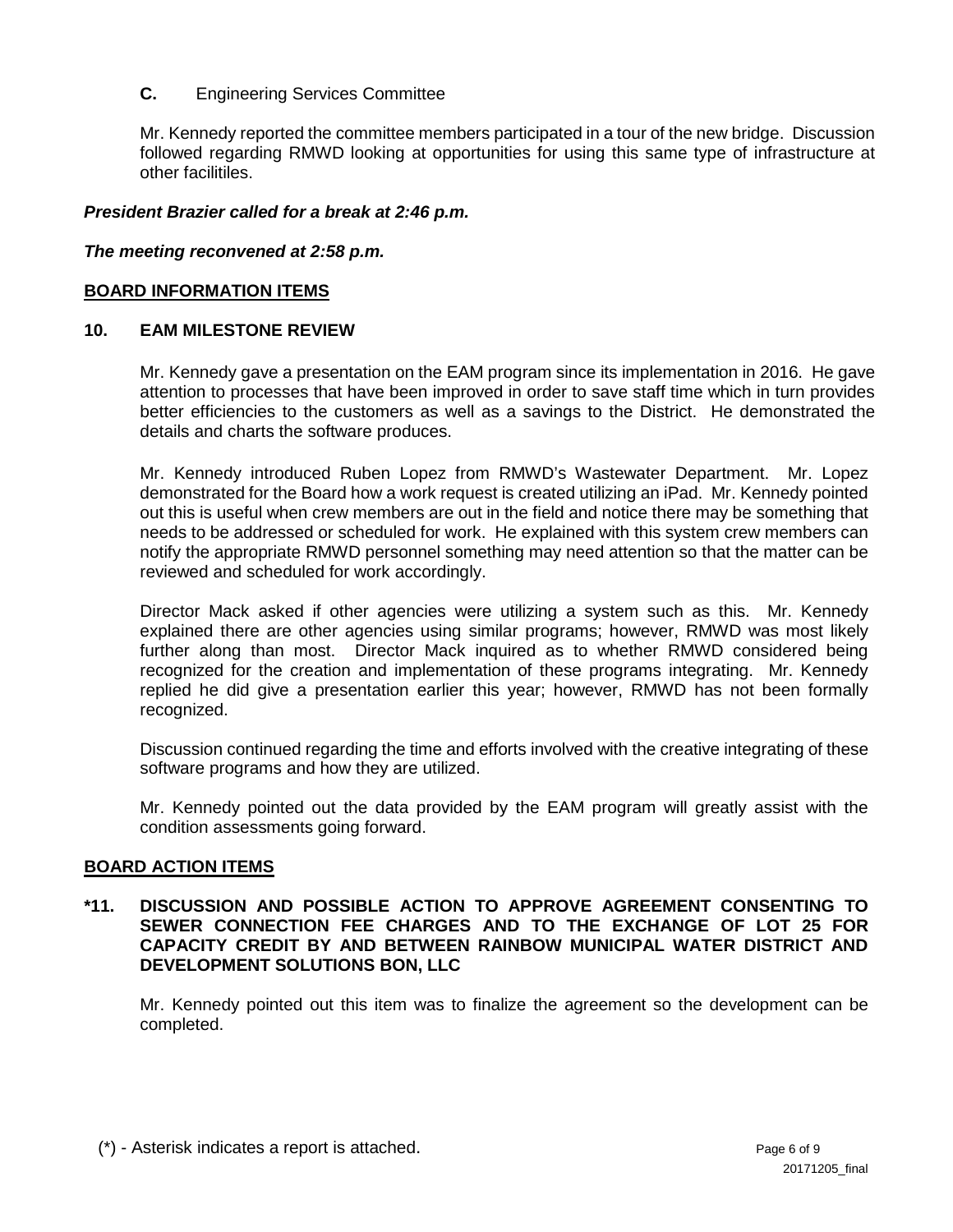**C.** Engineering Services Committee

Mr. Kennedy reported the committee members participated in a tour of the new bridge. Discussion followed regarding RMWD looking at opportunities for using this same type of infrastructure at other facilitiles.

***President Brazier called for a break at 2:46 p.m.***

***The meeting reconvened at 2:58 p.m.***

## BOARD INFORMATION ITEMS

### 10. EAM MILESTONE REVIEW

Mr. Kennedy gave a presentation on the EAM program since its implementation in 2016. He gave attention to processes that have been improved in order to save staff time which in turn provides better efficiencies to the customers as well as a savings to the District. He demonstrated the details and charts the software produces.

Mr. Kennedy introduced Ruben Lopez from RMWD's Wastewater Department. Mr. Lopez demonstrated for the Board how a work request is created utilizing an iPad. Mr. Kennedy pointed out this is useful when crew members are out in the field and notice there may be something that needs to be addressed or scheduled for work. He explained with this system crew members can notify the appropriate RMWD personnel something may need attention so that the matter can be reviewed and scheduled for work accordingly.

Director Mack asked if other agencies were utilizing a system such as this. Mr. Kennedy explained there are other agencies using similar programs; however, RMWD was most likely further along than most. Director Mack inquired as to whether RMWD considered being recognized for the creation and implementation of these programs integrating. Mr. Kennedy replied he did give a presentation earlier this year; however, RMWD has not been formally recognized.

Discussion continued regarding the time and efforts involved with the creative integrating of these software programs and how they are utilized.

Mr. Kennedy pointed out the data provided by the EAM program will greatly assist with the condition assessments going forward.

## BOARD ACTION ITEMS

### *11. DISCUSSION AND POSSIBLE ACTION TO APPROVE AGREEMENT CONSENTING TO SEWER CONNECTION FEE CHARGES AND TO THE EXCHANGE OF LOT 25 FOR CAPACITY CREDIT BY AND BETWEEN RAINBOW MUNICIPAL WATER DISTRICT AND DEVELOPMENT SOLUTIONS BON, LLC

Mr. Kennedy pointed out this item was to finalize the agreement so the development can be completed.

(*) - Asterisk indicates a report is attached.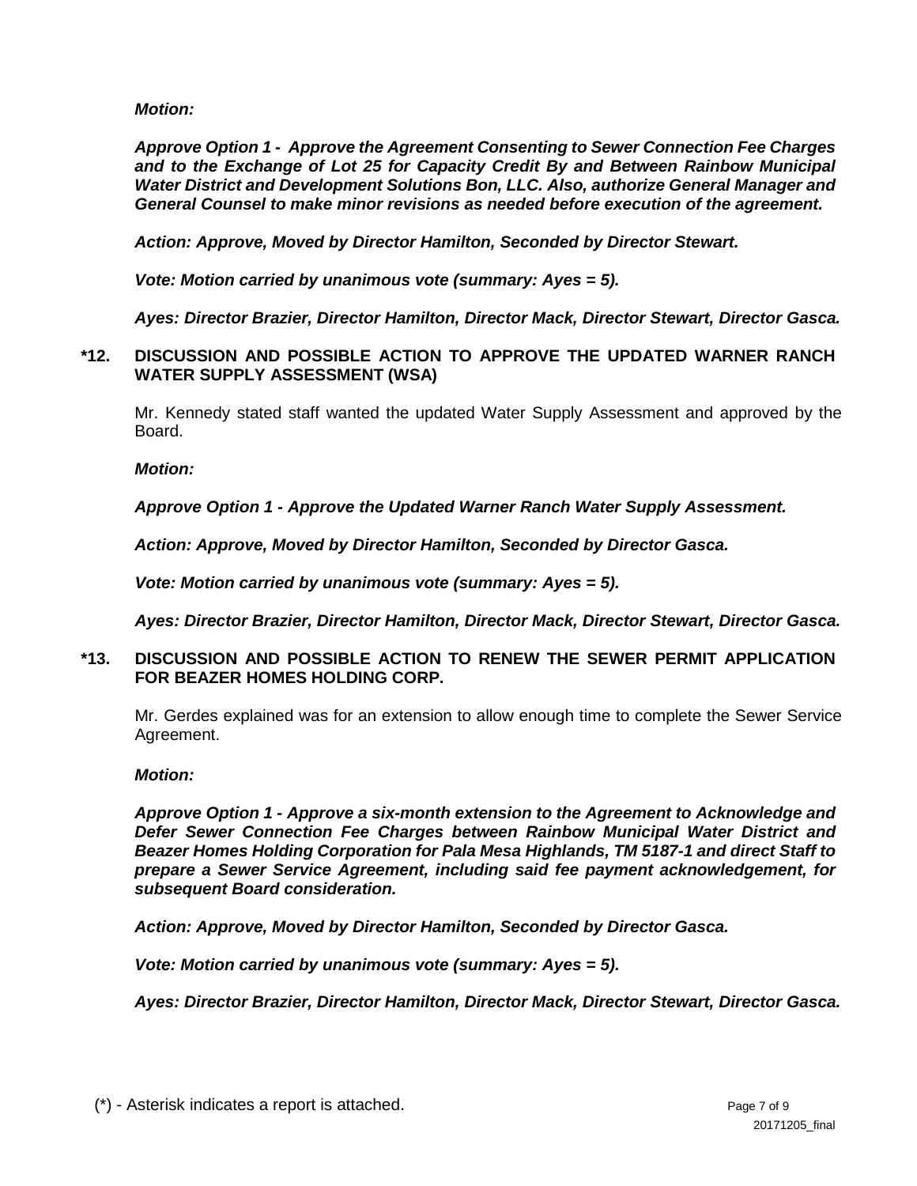***Motion:***

***Approve Option 1 - Approve the Agreement Consenting to Sewer Connection Fee Charges and to the Exchange of Lot 25 for Capacity Credit By and Between Rainbow Municipal Water District and Development Solutions Bon, LLC. Also, authorize General Manager and General Counsel to make minor revisions as needed before execution of the agreement.***

***Action: Approve, Moved by Director Hamilton, Seconded by Director Stewart.***

***Vote: Motion carried by unanimous vote (summary: Ayes = 5).***

***Ayes: Director Brazier, Director Hamilton, Director Mack, Director Stewart, Director Gasca.***

**\*12. DISCUSSION AND POSSIBLE ACTION TO APPROVE THE UPDATED WARNER RANCH WATER SUPPLY ASSESSMENT (WSA)**

Mr. Kennedy stated staff wanted the updated Water Supply Assessment and approved by the Board.

***Motion:***

***Approve Option 1 - Approve the Updated Warner Ranch Water Supply Assessment.***

***Action: Approve, Moved by Director Hamilton, Seconded by Director Gasca.***

***Vote: Motion carried by unanimous vote (summary: Ayes = 5).***

***Ayes: Director Brazier, Director Hamilton, Director Mack, Director Stewart, Director Gasca.***

**\*13. DISCUSSION AND POSSIBLE ACTION TO RENEW THE SEWER PERMIT APPLICATION FOR BEAZER HOMES HOLDING CORP.**

Mr. Gerdes explained was for an extension to allow enough time to complete the Sewer Service Agreement.

***Motion:***

***Approve Option 1 - Approve a six-month extension to the Agreement to Acknowledge and Defer Sewer Connection Fee Charges between Rainbow Municipal Water District and Beazer Homes Holding Corporation for Pala Mesa Highlands, TM 5187-1 and direct Staff to prepare a Sewer Service Agreement, including said fee payment acknowledgement, for subsequent Board consideration.***

***Action: Approve, Moved by Director Hamilton, Seconded by Director Gasca.***

***Vote: Motion carried by unanimous vote (summary: Ayes = 5).***

***Ayes: Director Brazier, Director Hamilton, Director Mack, Director Stewart, Director Gasca.***

(\*) - Asterisk indicates a report is attached.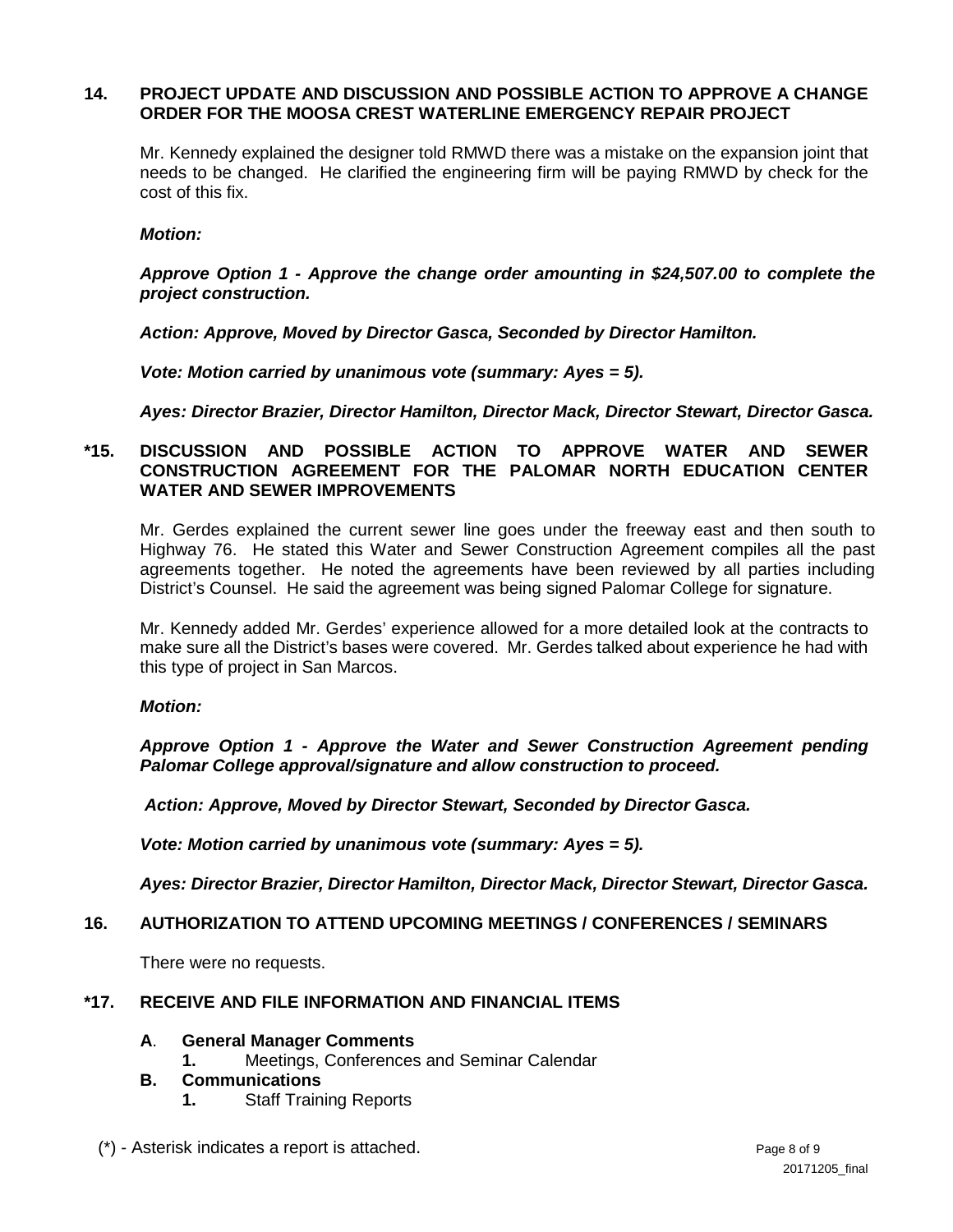**14. PROJECT UPDATE AND DISCUSSION AND POSSIBLE ACTION TO APPROVE A CHANGE ORDER FOR THE MOOSA CREST WATERLINE EMERGENCY REPAIR PROJECT**

Mr. Kennedy explained the designer told RMWD there was a mistake on the expansion joint that needs to be changed. He clarified the engineering firm will be paying RMWD by check for the cost of this fix.

***Motion:***

***Approve Option 1 - Approve the change order amounting in $24,507.00 to complete the project construction.***

***Action: Approve, Moved by Director Gasca, Seconded by Director Hamilton.***

***Vote: Motion carried by unanimous vote (summary: Ayes = 5).***

***Ayes: Director Brazier, Director Hamilton, Director Mack, Director Stewart, Director Gasca.***

**\*15. DISCUSSION AND POSSIBLE ACTION TO APPROVE WATER AND SEWER CONSTRUCTION AGREEMENT FOR THE PALOMAR NORTH EDUCATION CENTER WATER AND SEWER IMPROVEMENTS**

Mr. Gerdes explained the current sewer line goes under the freeway east and then south to Highway 76. He stated this Water and Sewer Construction Agreement compiles all the past agreements together. He noted the agreements have been reviewed by all parties including District's Counsel. He said the agreement was being signed Palomar College for signature.

Mr. Kennedy added Mr. Gerdes' experience allowed for a more detailed look at the contracts to make sure all the District's bases were covered. Mr. Gerdes talked about experience he had with this type of project in San Marcos.

***Motion:***

***Approve Option 1 - Approve the Water and Sewer Construction Agreement pending Palomar College approval/signature and allow construction to proceed.***

***Action: Approve, Moved by Director Stewart, Seconded by Director Gasca.***

***Vote: Motion carried by unanimous vote (summary: Ayes = 5).***

***Ayes: Director Brazier, Director Hamilton, Director Mack, Director Stewart, Director Gasca.***

**16. AUTHORIZATION TO ATTEND UPCOMING MEETINGS / CONFERENCES / SEMINARS**

There were no requests.

**\*17. RECEIVE AND FILE INFORMATION AND FINANCIAL ITEMS**

**A. General Manager Comments**
   **1.** Meetings, Conferences and Seminar Calendar

**B. Communications**
   **1.** Staff Training Reports

(\*) - Asterisk indicates a report is attached.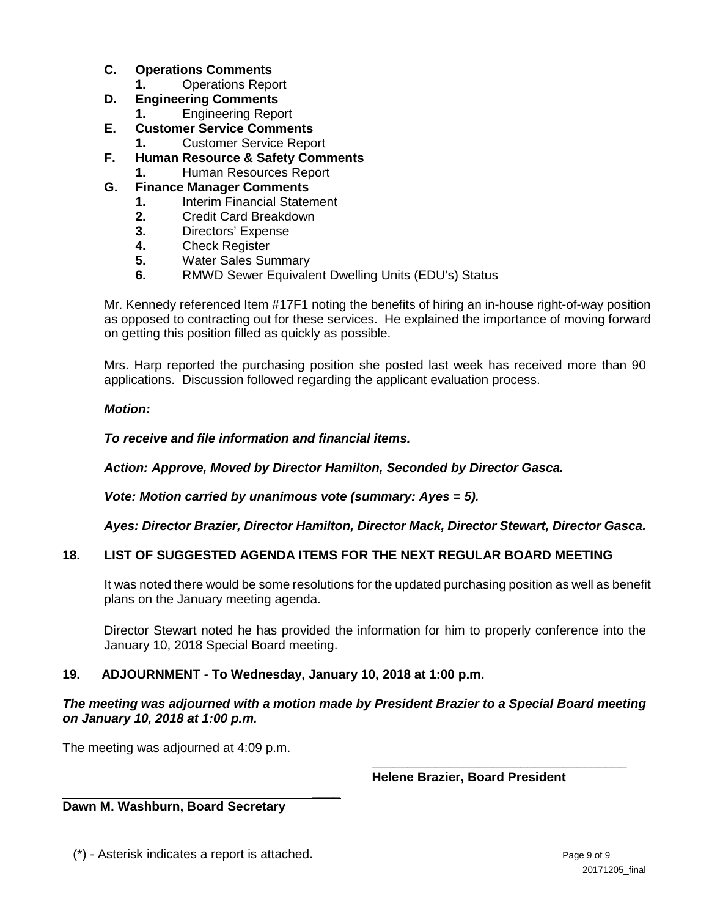- **C. Operations Comments**
  - **1.** Operations Report
- **D. Engineering Comments**
  - **1.** Engineering Report
- **E. Customer Service Comments**
  - **1.** Customer Service Report
- **F. Human Resource & Safety Comments**
  - **1.** Human Resources Report
- **G. Finance Manager Comments**
  - **1.** Interim Financial Statement
  - **2.** Credit Card Breakdown
  - **3.** Directors' Expense
  - **4.** Check Register
  - **5.** Water Sales Summary
  - **6.** RMWD Sewer Equivalent Dwelling Units (EDU's) Status

Mr. Kennedy referenced Item #17F1 noting the benefits of hiring an in-house right-of-way position as opposed to contracting out for these services. He explained the importance of moving forward on getting this position filled as quickly as possible.

Mrs. Harp reported the purchasing position she posted last week has received more than 90 applications. Discussion followed regarding the applicant evaluation process.

***Motion:***

***To receive and file information and financial items.***

***Action: Approve, Moved by Director Hamilton, Seconded by Director Gasca.***

***Vote: Motion carried by unanimous vote (summary: Ayes = 5).***

***Ayes: Director Brazier, Director Hamilton, Director Mack, Director Stewart, Director Gasca.***

## 18. LIST OF SUGGESTED AGENDA ITEMS FOR THE NEXT REGULAR BOARD MEETING

It was noted there would be some resolutions for the updated purchasing position as well as benefit plans on the January meeting agenda.

Director Stewart noted he has provided the information for him to properly conference into the January 10, 2018 Special Board meeting.

## 19. ADJOURNMENT - To Wednesday, January 10, 2018 at 1:00 p.m.

***The meeting was adjourned with a motion made by President Brazier to a Special Board meeting on January 10, 2018 at 1:00 p.m.***

The meeting was adjourned at 4:09 p.m.

\_\_\_\_\_\_\_\_\_\_\_\_\_\_\_\_\_\_\_\_\_\_\_\_\_\_\_\_\_\_\_\_\_\_\_\_\_\_

**Helene Brazier, Board President**

\_\_\_\_\_\_\_\_\_\_\_\_\_\_\_\_\_\_\_\_\_\_\_\_\_\_\_\_\_\_\_\_\_\_\_\_\_\_

**Dawn M. Washburn, Board Secretary**

(*) - Asterisk indicates a report is attached.

20171205_final